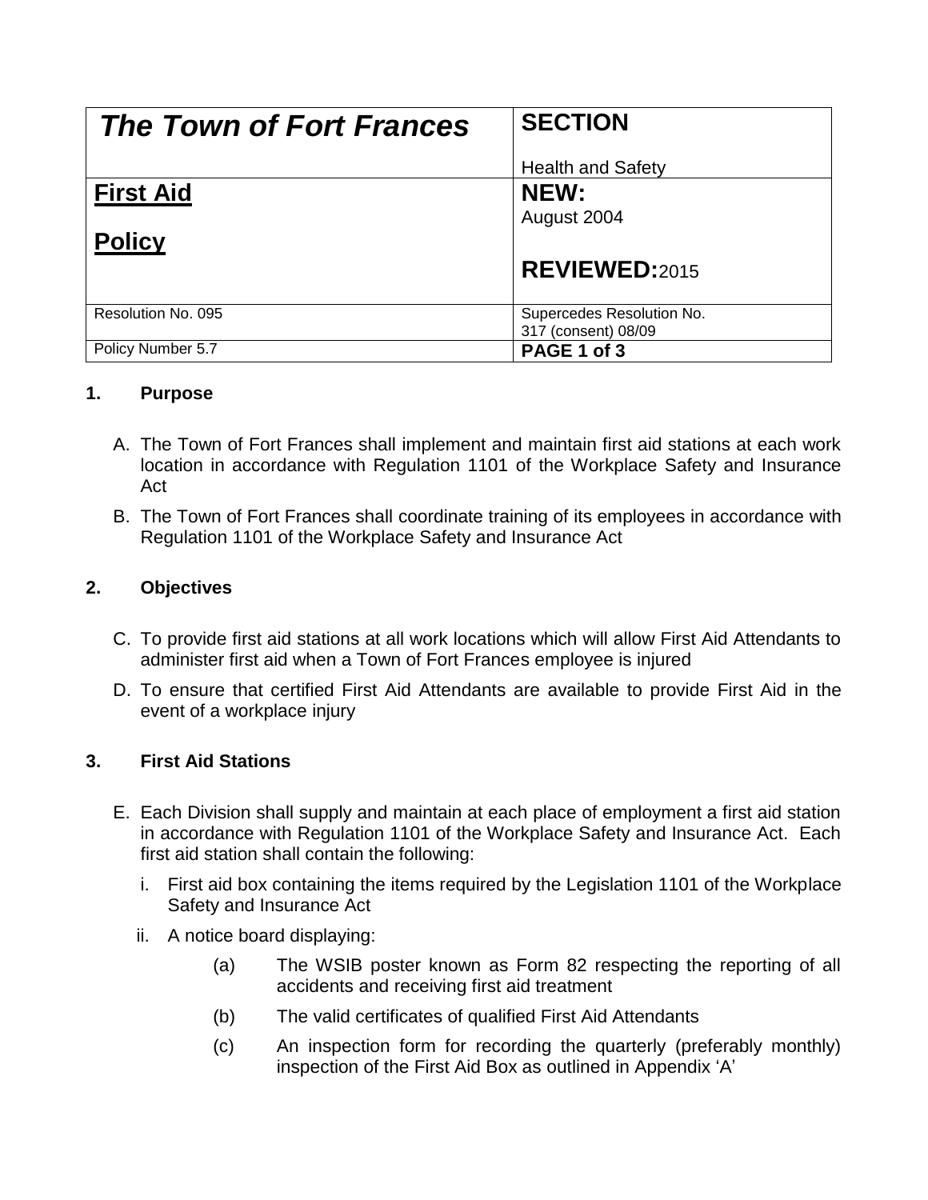| *The Town of Fort Frances* | **SECTION**<br><br>Health and Safety |
| --- | --- |
| **First Aid**<br><br>**Policy** | **NEW:**<br>August 2004<br><br>**REVIEWED:** 2015 |
| Resolution No. 095 | Supercedes Resolution No. 317 (consent) 08/09 |
| Policy Number 5.7 | **PAGE 1 of 3** |

## 1. Purpose

A. The Town of Fort Frances shall implement and maintain first aid stations at each work location in accordance with Regulation 1101 of the Workplace Safety and Insurance Act

B. The Town of Fort Frances shall coordinate training of its employees in accordance with Regulation 1101 of the Workplace Safety and Insurance Act

## 2. Objectives

C. To provide first aid stations at all work locations which will allow First Aid Attendants to administer first aid when a Town of Fort Frances employee is injured

D. To ensure that certified First Aid Attendants are available to provide First Aid in the event of a workplace injury

## 3. First Aid Stations

E. Each Division shall supply and maintain at each place of employment a first aid station in accordance with Regulation 1101 of the Workplace Safety and Insurance Act. Each first aid station shall contain the following:

i. First aid box containing the items required by the Legislation 1101 of the Workplace Safety and Insurance Act

ii. A notice board displaying:

(a) The WSIB poster known as Form 82 respecting the reporting of all accidents and receiving first aid treatment

(b) The valid certificates of qualified First Aid Attendants

(c) An inspection form for recording the quarterly (preferably monthly) inspection of the First Aid Box as outlined in Appendix 'A'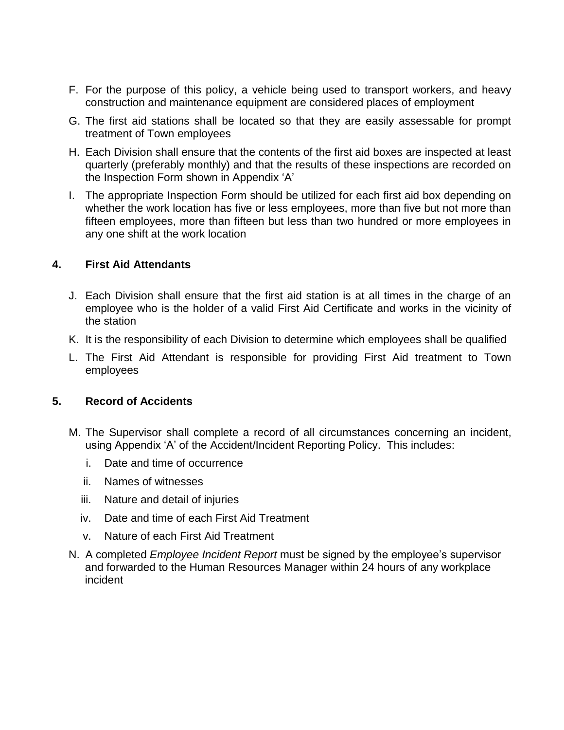F. For the purpose of this policy, a vehicle being used to transport workers, and heavy construction and maintenance equipment are considered places of employment

G. The first aid stations shall be located so that they are easily assessable for prompt treatment of Town employees

H. Each Division shall ensure that the contents of the first aid boxes are inspected at least quarterly (preferably monthly) and that the results of these inspections are recorded on the Inspection Form shown in Appendix 'A'

I. The appropriate Inspection Form should be utilized for each first aid box depending on whether the work location has five or less employees, more than five but not more than fifteen employees, more than fifteen but less than two hundred or more employees in any one shift at the work location

## 4. First Aid Attendants

J. Each Division shall ensure that the first aid station is at all times in the charge of an employee who is the holder of a valid First Aid Certificate and works in the vicinity of the station

K. It is the responsibility of each Division to determine which employees shall be qualified

L. The First Aid Attendant is responsible for providing First Aid treatment to Town employees

## 5. Record of Accidents

M. The Supervisor shall complete a record of all circumstances concerning an incident, using Appendix 'A' of the Accident/Incident Reporting Policy. This includes:

   i. Date and time of occurrence
   ii. Names of witnesses
   iii. Nature and detail of injuries
   iv. Date and time of each First Aid Treatment
   v. Nature of each First Aid Treatment

N. A completed *Employee Incident Report* must be signed by the employee's supervisor and forwarded to the Human Resources Manager within 24 hours of any workplace incident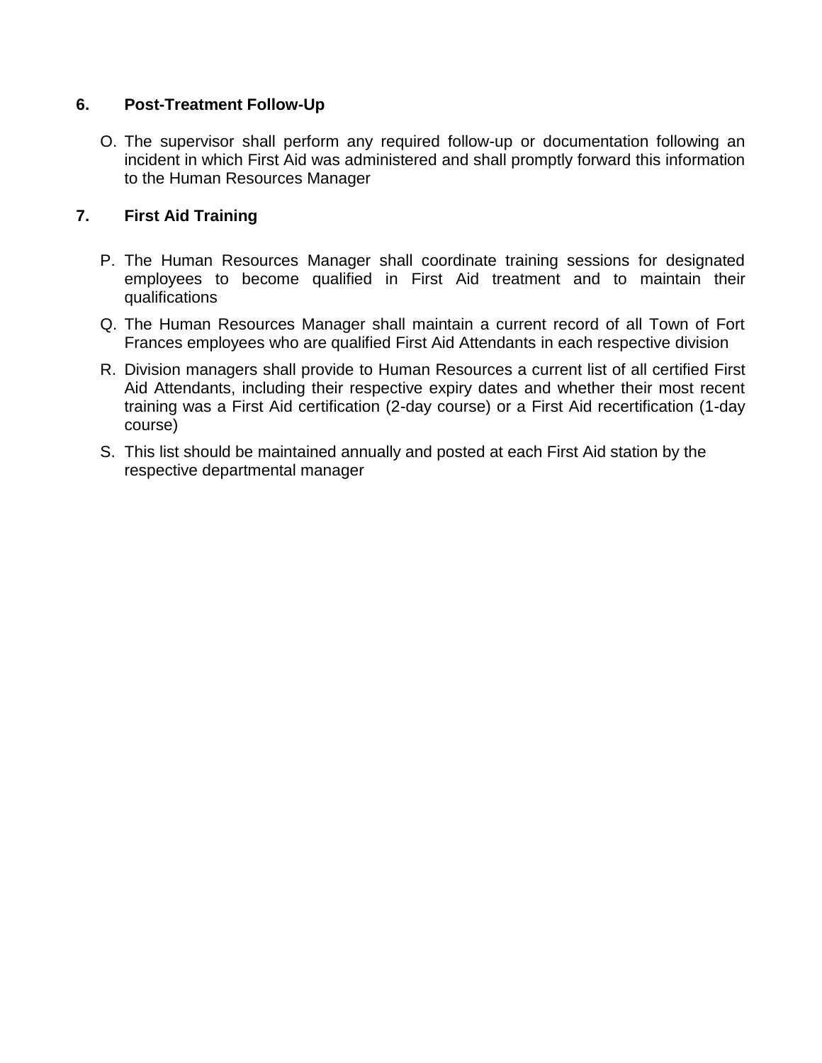## 6. Post-Treatment Follow-Up

O. The supervisor shall perform any required follow-up or documentation following an incident in which First Aid was administered and shall promptly forward this information to the Human Resources Manager

## 7. First Aid Training

P. The Human Resources Manager shall coordinate training sessions for designated employees to become qualified in First Aid treatment and to maintain their qualifications

Q. The Human Resources Manager shall maintain a current record of all Town of Fort Frances employees who are qualified First Aid Attendants in each respective division

R. Division managers shall provide to Human Resources a current list of all certified First Aid Attendants, including their respective expiry dates and whether their most recent training was a First Aid certification (2-day course) or a First Aid recertification (1-day course)

S. This list should be maintained annually and posted at each First Aid station by the respective departmental manager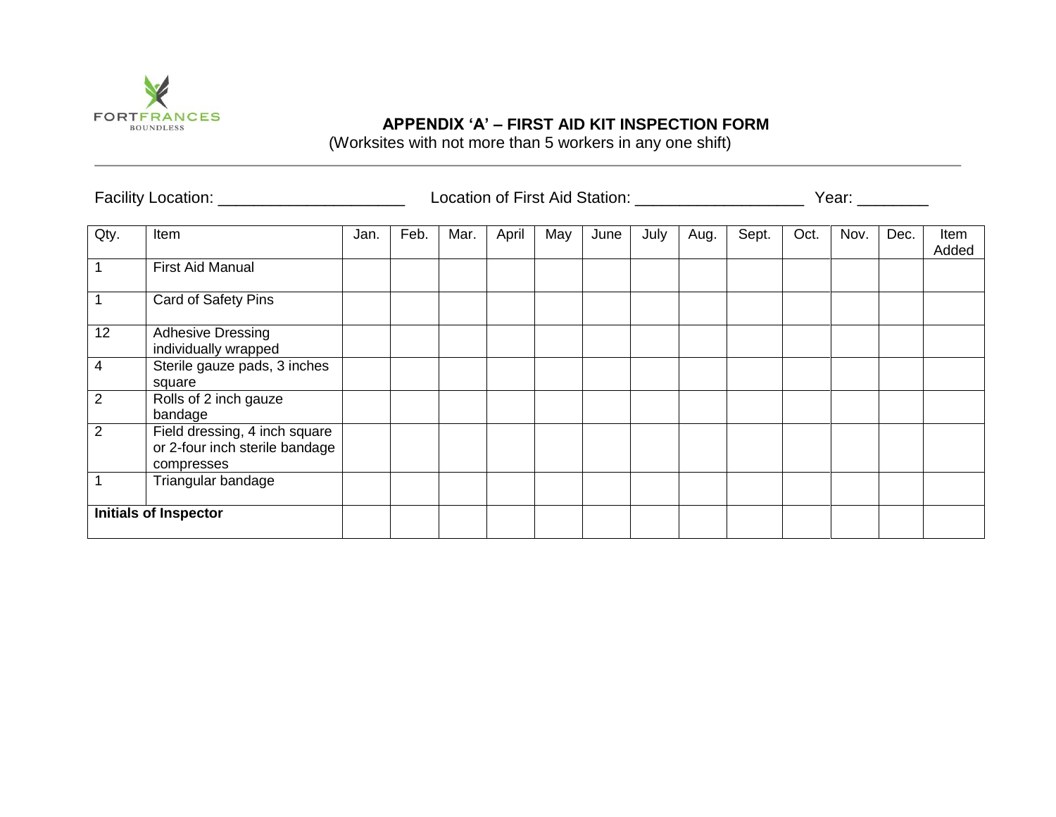## APPENDIX 'A' – FIRST AID KIT INSPECTION FORM

(Worksites with not more than 5 workers in any one shift)

Facility Location: ____________________ Location of First Aid Station: __________________ Year: _______

| Qty. | Item | Jan. | Feb. | Mar. | April | May | June | July | Aug. | Sept. | Oct. | Nov. | Dec. | Item Added |
|---|---|---|---|---|---|---|---|---|---|---|---|---|---|---|
| 1 | First Aid Manual | | | | | | | | | | | | | |
| 1 | Card of Safety Pins | | | | | | | | | | | | | |
| 12 | Adhesive Dressing individually wrapped | | | | | | | | | | | | | |
| 4 | Sterile gauze pads, 3 inches square | | | | | | | | | | | | | |
| 2 | Rolls of 2 inch gauze bandage | | | | | | | | | | | | | |
| 2 | Field dressing, 4 inch square or 2-four inch sterile bandage compresses | | | | | | | | | | | | | |
| 1 | Triangular bandage | | | | | | | | | | | | | |
| **Initials of Inspector** | | | | | | | | | | | | | | |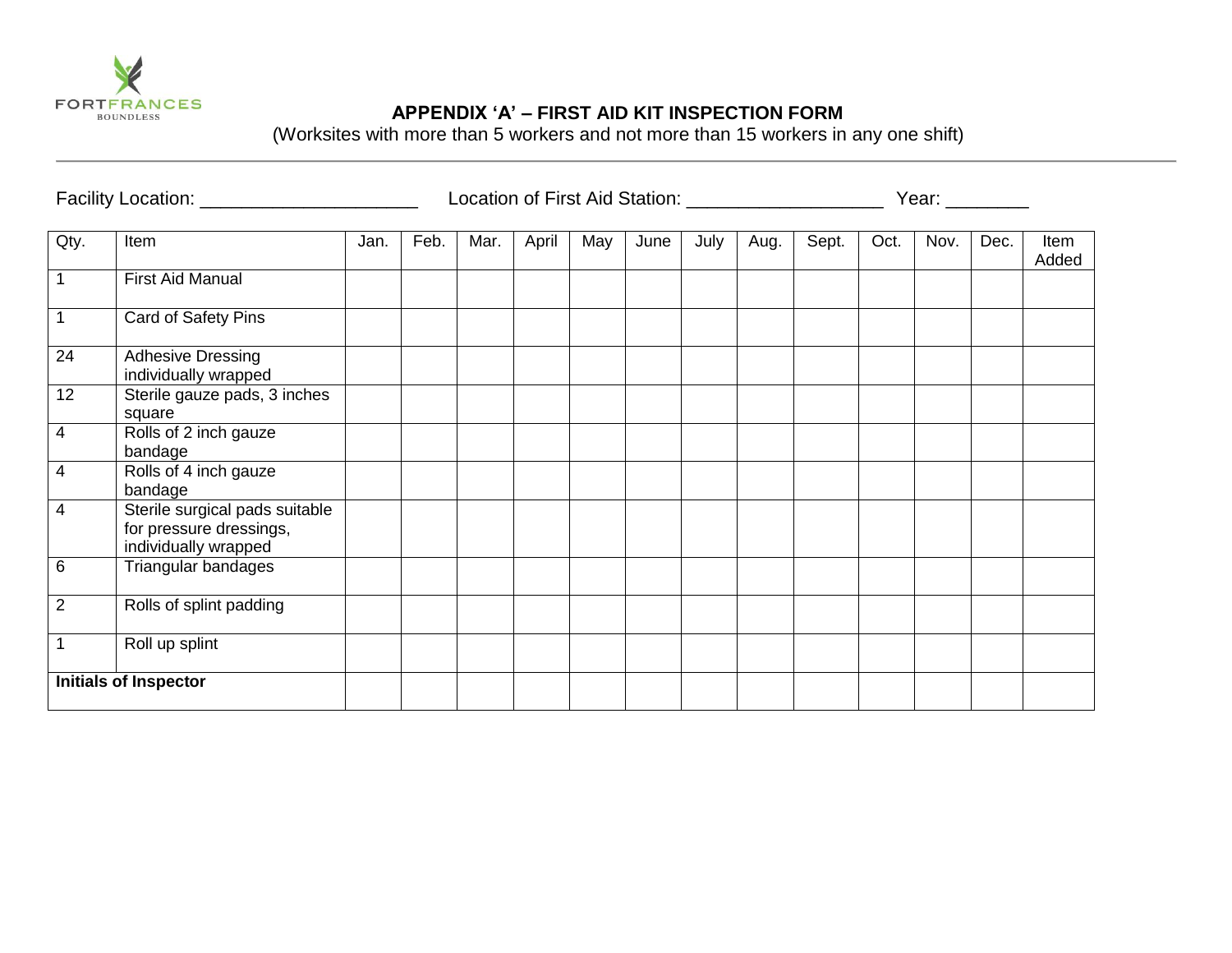FORTFRANCES
BOUNDLESS

# APPENDIX 'A' – FIRST AID KIT INSPECTION FORM

(Worksites with more than 5 workers and not more than 15 workers in any one shift)

Facility Location: ____________________ Location of First Aid Station: ___________________ Year: ________

| Qty. | Item | Jan. | Feb. | Mar. | April | May | June | July | Aug. | Sept. | Oct. | Nov. | Dec. | Item Added |
|---|---|---|---|---|---|---|---|---|---|---|---|---|---|---|
| 1 | First Aid Manual | | | | | | | | | | | | | |
| 1 | Card of Safety Pins | | | | | | | | | | | | | |
| 24 | Adhesive Dressing individually wrapped | | | | | | | | | | | | | |
| 12 | Sterile gauze pads, 3 inches square | | | | | | | | | | | | | |
| 4 | Rolls of 2 inch gauze bandage | | | | | | | | | | | | | |
| 4 | Rolls of 4 inch gauze bandage | | | | | | | | | | | | | |
| 4 | Sterile surgical pads suitable for pressure dressings, individually wrapped | | | | | | | | | | | | | |
| 6 | Triangular bandages | | | | | | | | | | | | | |
| 2 | Rolls of splint padding | | | | | | | | | | | | | |
| 1 | Roll up splint | | | | | | | | | | | | | |
| **Initials of Inspector** | | | | | | | | | | | | | | |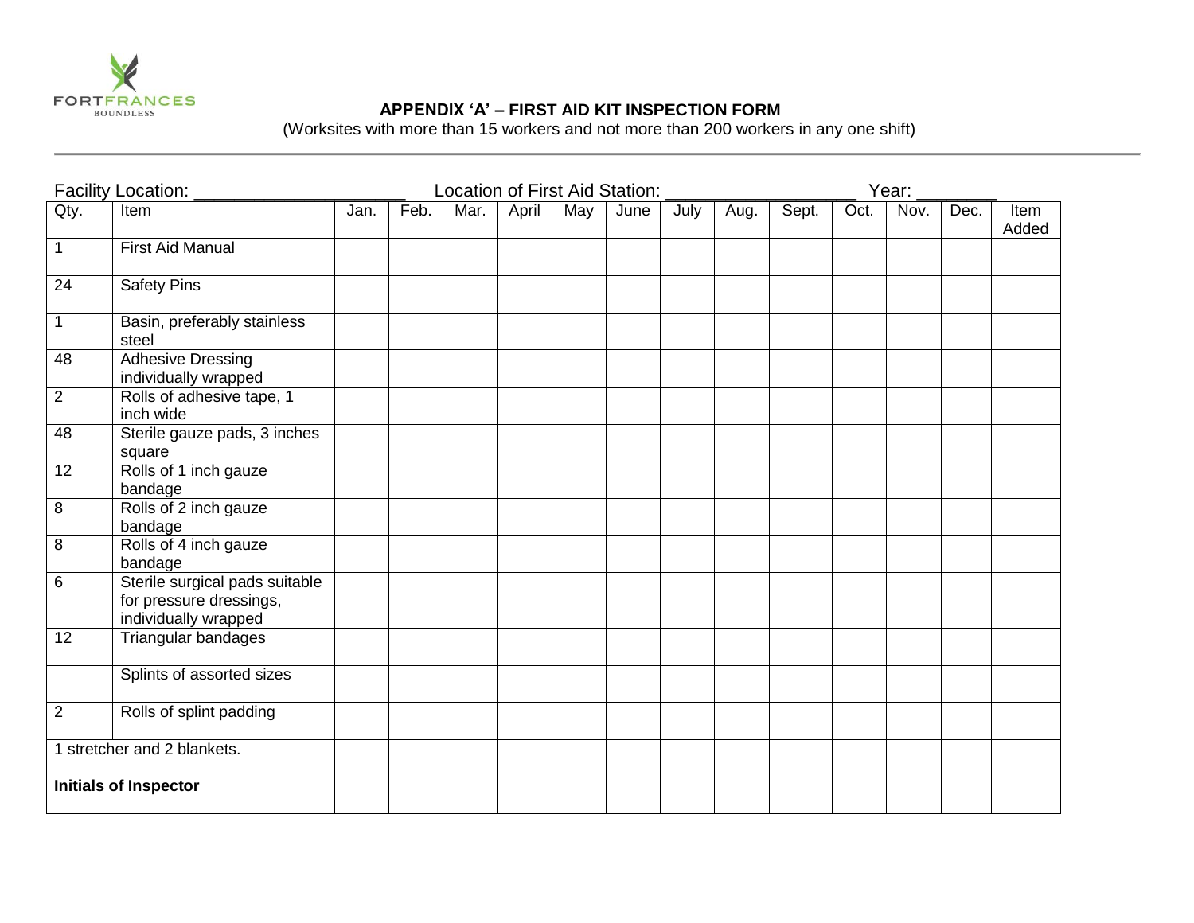FORTFRANCES
BOUNDLESS

**APPENDIX 'A' – FIRST AID KIT INSPECTION FORM**

(Worksites with more than 15 workers and not more than 200 workers in any one shift)

Facility Location: ____________________ Location of First Aid Station: __________________ Year: ________

| Qty. | Item | Jan. | Feb. | Mar. | April | May | June | July | Aug. | Sept. | Oct. | Nov. | Dec. | Item Added |
|---|---|---|---|---|---|---|---|---|---|---|---|---|---|---|
| 1 | First Aid Manual | | | | | | | | | | | | | |
| 24 | Safety Pins | | | | | | | | | | | | | |
| 1 | Basin, preferably stainless steel | | | | | | | | | | | | | |
| 48 | Adhesive Dressing individually wrapped | | | | | | | | | | | | | |
| 2 | Rolls of adhesive tape, 1 inch wide | | | | | | | | | | | | | |
| 48 | Sterile gauze pads, 3 inches square | | | | | | | | | | | | | |
| 12 | Rolls of 1 inch gauze bandage | | | | | | | | | | | | | |
| 8 | Rolls of 2 inch gauze bandage | | | | | | | | | | | | | |
| 8 | Rolls of 4 inch gauze bandage | | | | | | | | | | | | | |
| 6 | Sterile surgical pads suitable for pressure dressings, individually wrapped | | | | | | | | | | | | | |
| 12 | Triangular bandages | | | | | | | | | | | | | |
| | Splints of assorted sizes | | | | | | | | | | | | | |
| 2 | Rolls of splint padding | | | | | | | | | | | | | |
| 1 stretcher and 2 blankets. | | | | | | | | | | | | | | |
| **Initials of Inspector** | | | | | | | | | | | | | | |